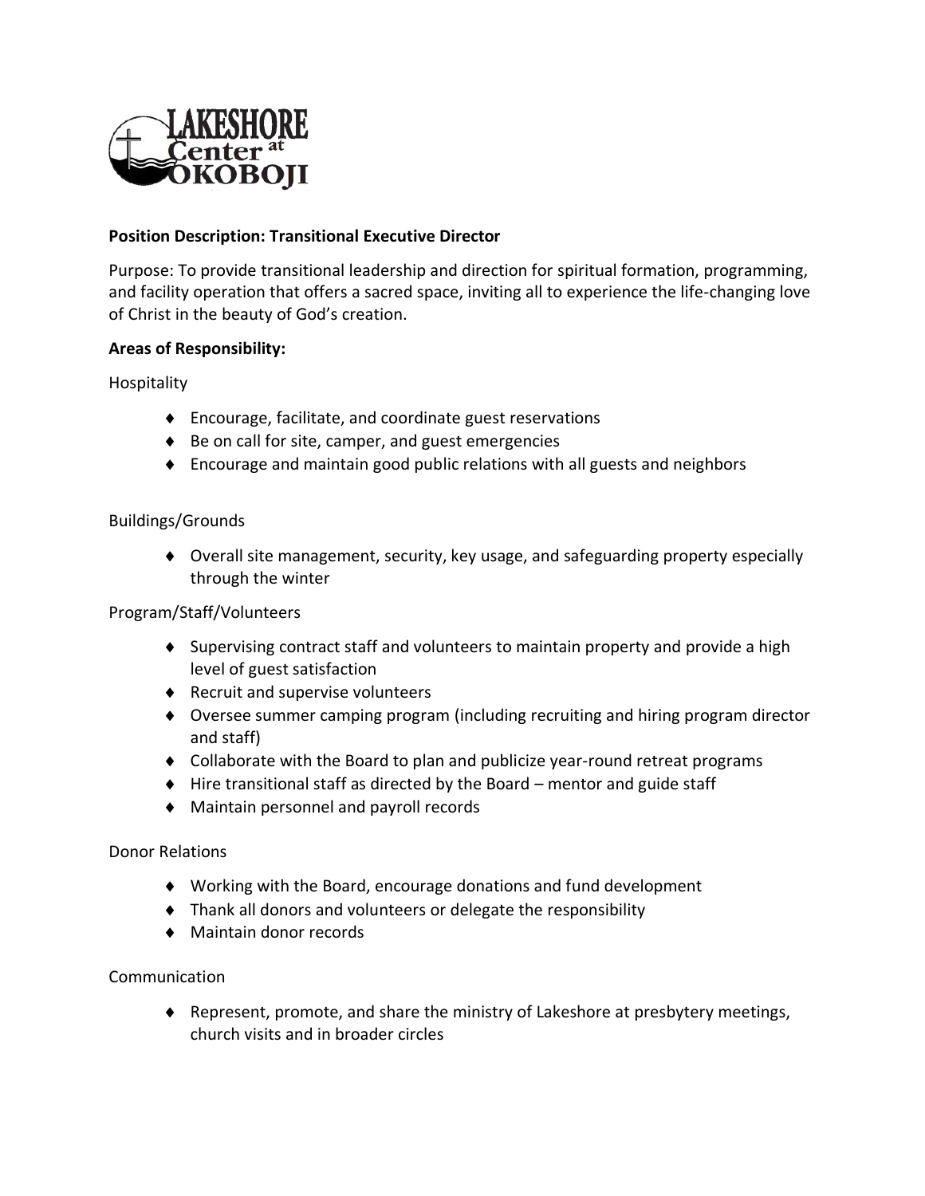LAKESHORE Center at OKOBOJI

**Position Description: Transitional Executive Director**

Purpose: To provide transitional leadership and direction for spiritual formation, programming, and facility operation that offers a sacred space, inviting all to experience the life-changing love of Christ in the beauty of God's creation.

**Areas of Responsibility:**

Hospitality

- Encourage, facilitate, and coordinate guest reservations
- Be on call for site, camper, and guest emergencies
- Encourage and maintain good public relations with all guests and neighbors

Buildings/Grounds

- Overall site management, security, key usage, and safeguarding property especially through the winter

Program/Staff/Volunteers

- Supervising contract staff and volunteers to maintain property and provide a high level of guest satisfaction
- Recruit and supervise volunteers
- Oversee summer camping program (including recruiting and hiring program director and staff)
- Collaborate with the Board to plan and publicize year-round retreat programs
- Hire transitional staff as directed by the Board – mentor and guide staff
- Maintain personnel and payroll records

Donor Relations

- Working with the Board, encourage donations and fund development
- Thank all donors and volunteers or delegate the responsibility
- Maintain donor records

Communication

- Represent, promote, and share the ministry of Lakeshore at presbytery meetings, church visits and in broader circles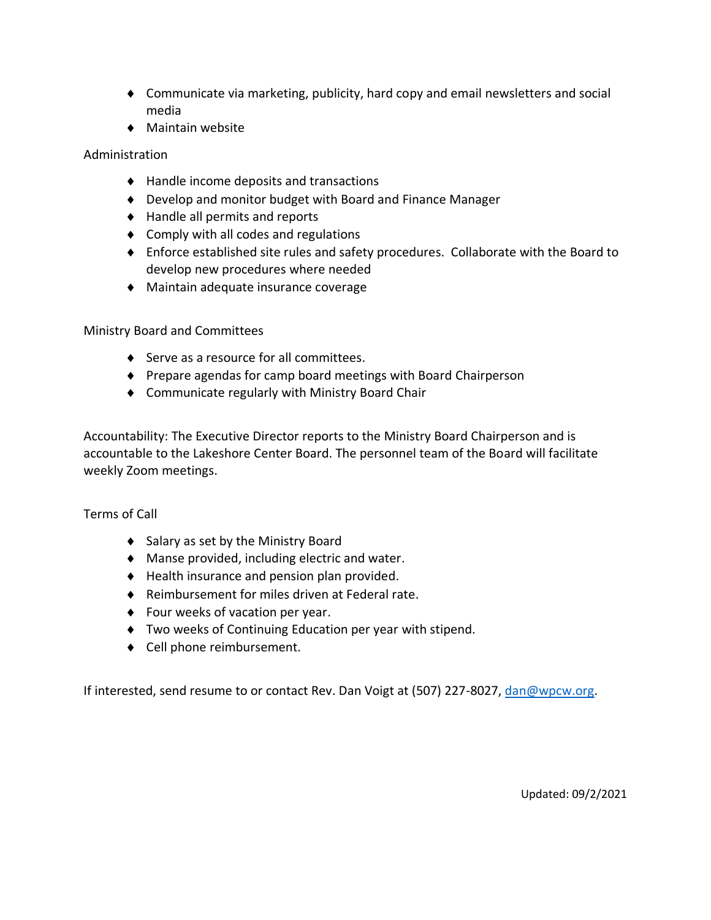- Communicate via marketing, publicity, hard copy and email newsletters and social media
- Maintain website

Administration

- Handle income deposits and transactions
- Develop and monitor budget with Board and Finance Manager
- Handle all permits and reports
- Comply with all codes and regulations
- Enforce established site rules and safety procedures. Collaborate with the Board to develop new procedures where needed
- Maintain adequate insurance coverage

Ministry Board and Committees

- Serve as a resource for all committees.
- Prepare agendas for camp board meetings with Board Chairperson
- Communicate regularly with Ministry Board Chair

Accountability: The Executive Director reports to the Ministry Board Chairperson and is accountable to the Lakeshore Center Board. The personnel team of the Board will facilitate weekly Zoom meetings.

Terms of Call

- Salary as set by the Ministry Board
- Manse provided, including electric and water.
- Health insurance and pension plan provided.
- Reimbursement for miles driven at Federal rate.
- Four weeks of vacation per year.
- Two weeks of Continuing Education per year with stipend.
- Cell phone reimbursement.

If interested, send resume to or contact Rev. Dan Voigt at (507) 227-8027, dan@wpcw.org.

Updated: 09/2/2021